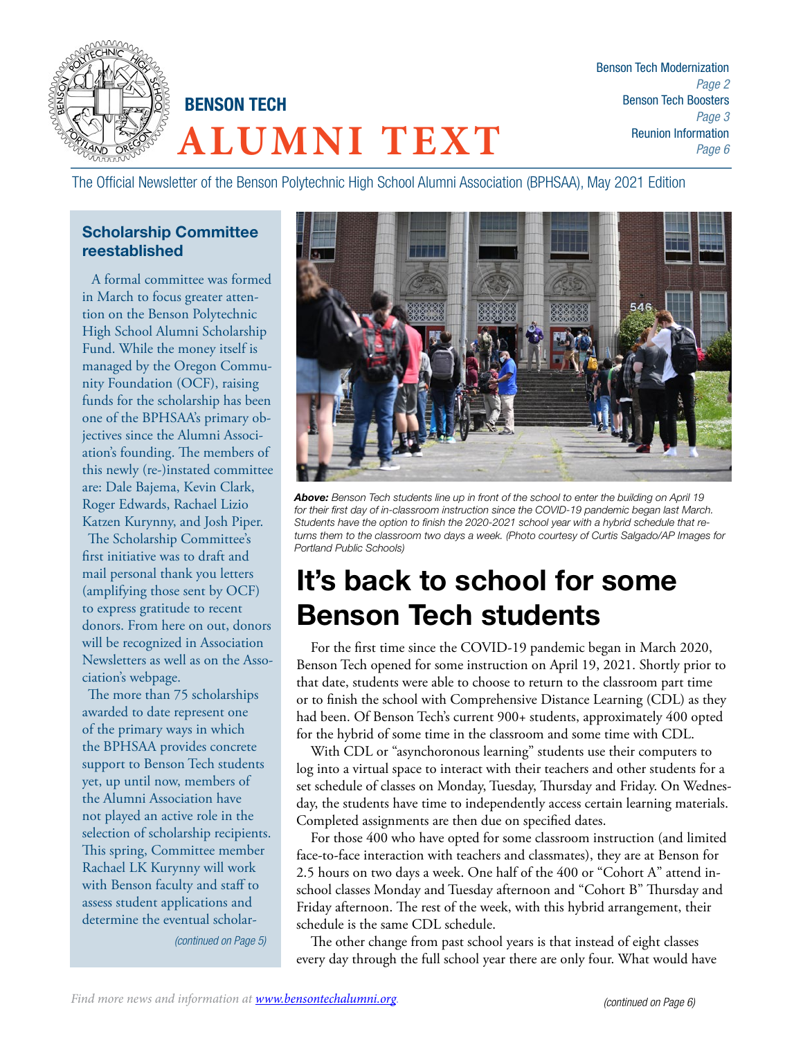# BENSON TECH ALUMNI TEXT

Benson Tech Modernization *Page 2*
Benson Tech Boosters *Page 3*
Reunion Information *Page 6*

The Official Newsletter of the Benson Polytechnic High School Alumni Association (BPHSAA), May 2021 Edition

## Scholarship Committee reestablished

A formal committee was formed in March to focus greater attention on the Benson Polytechnic High School Alumni Scholarship Fund. While the money itself is managed by the Oregon Community Foundation (OCF), raising funds for the scholarship has been one of the BPHSAA's primary objectives since the Alumni Association's founding. The members of this newly (re-)instated committee are: Dale Bajema, Kevin Clark, Roger Edwards, Rachael Lizio Katzen Kurynny, and Josh Piper.

The Scholarship Committee's first initiative was to draft and mail personal thank you letters (amplifying those sent by OCF) to express gratitude to recent donors. From here on out, donors will be recognized in Association Newsletters as well as on the Association's webpage.

The more than 75 scholarships awarded to date represent one of the primary ways in which the BPHSAA provides concrete support to Benson Tech students yet, up until now, members of the Alumni Association have not played an active role in the selection of scholarship recipients. This spring, Committee member Rachael LK Kurynny will work with Benson faculty and staff to assess student applications and determine the eventual scholar-

*(continued on Page 5)*

***Above:*** *Benson Tech students line up in front of the school to enter the building on April 19 for their first day of in-classroom instruction since the COVID-19 pandemic began last March. Students have the option to finish the 2020-2021 school year with a hybrid schedule that returns them to the classroom two days a week. (Photo courtesy of Curtis Salgado/AP Images for Portland Public Schools)*

# It's back to school for some Benson Tech students

For the first time since the COVID-19 pandemic began in March 2020, Benson Tech opened for some instruction on April 19, 2021. Shortly prior to that date, students were able to choose to return to the classroom part time or to finish the school with Comprehensive Distance Learning (CDL) as they had been. Of Benson Tech's current 900+ students, approximately 400 opted for the hybrid of some time in the classroom and some time with CDL.

With CDL or "asynchoronous learning" students use their computers to log into a virtual space to interact with their teachers and other students for a set schedule of classes on Monday, Tuesday, Thursday and Friday. On Wednesday, the students have time to independently access certain learning materials. Completed assignments are then due on specified dates.

For those 400 who have opted for some classroom instruction (and limited face-to-face interaction with teachers and classmates), they are at Benson for 2.5 hours on two days a week. One half of the 400 or "Cohort A" attend in-school classes Monday and Tuesday afternoon and "Cohort B" Thursday and Friday afternoon. The rest of the week, with this hybrid arrangement, their schedule is the same CDL schedule.

The other change from past school years is that instead of eight classes every day through the full school year there are only four. What would have

*(continued on Page 6)*

*Find more news and information at [www.bensontechalumni.org](http://www.bensontechalumni.org).*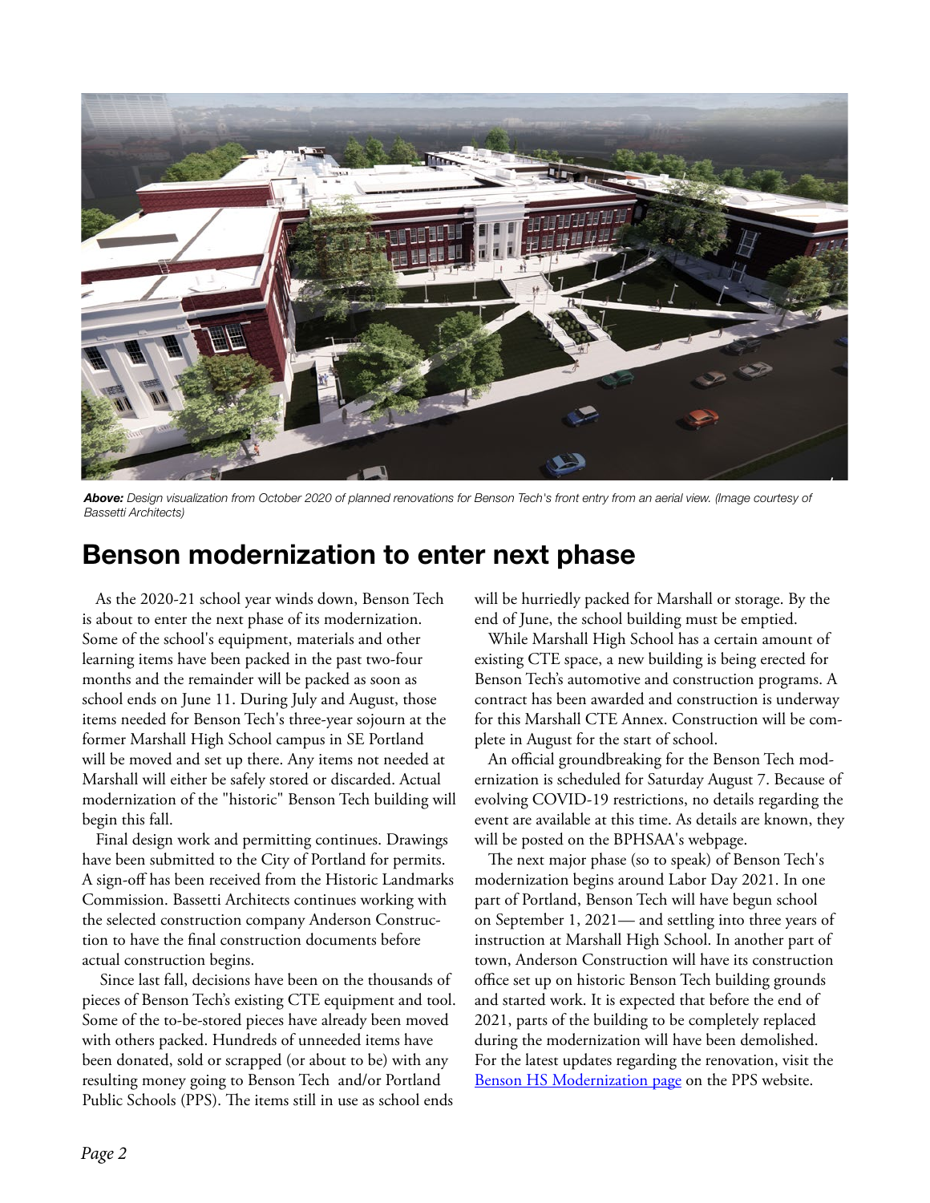***Above:*** *Design visualization from October 2020 of planned renovations for Benson Tech's front entry from an aerial view. (Image courtesy of Bassetti Architects)*

## Benson modernization to enter next phase

As the 2020-21 school year winds down, Benson Tech is about to enter the next phase of its modernization. Some of the school's equipment, materials and other learning items have been packed in the past two-four months and the remainder will be packed as soon as school ends on June 11. During July and August, those items needed for Benson Tech's three-year sojourn at the former Marshall High School campus in SE Portland will be moved and set up there. Any items not needed at Marshall will either be safely stored or discarded. Actual modernization of the "historic" Benson Tech building will begin this fall.

Final design work and permitting continues. Drawings have been submitted to the City of Portland for permits. A sign-off has been received from the Historic Landmarks Commission. Bassetti Architects continues working with the selected construction company Anderson Construction to have the final construction documents before actual construction begins.

Since last fall, decisions have been on the thousands of pieces of Benson Tech's existing CTE equipment and tool. Some of the to-be-stored pieces have already been moved with others packed. Hundreds of unneeded items have been donated, sold or scrapped (or about to be) with any resulting money going to Benson Tech and/or Portland Public Schools (PPS). The items still in use as school ends will be hurriedly packed for Marshall or storage. By the end of June, the school building must be emptied.

While Marshall High School has a certain amount of existing CTE space, a new building is being erected for Benson Tech's automotive and construction programs. A contract has been awarded and construction is underway for this Marshall CTE Annex. Construction will be complete in August for the start of school.

An official groundbreaking for the Benson Tech modernization is scheduled for Saturday August 7. Because of evolving COVID-19 restrictions, no details regarding the event are available at this time. As details are known, they will be posted on the BPHSAA's webpage.

The next major phase (so to speak) of Benson Tech's modernization begins around Labor Day 2021. In one part of Portland, Benson Tech will have begun school on September 1, 2021— and settling into three years of instruction at Marshall High School. In another part of town, Anderson Construction will have its construction office set up on historic Benson Tech building grounds and started work. It is expected that before the end of 2021, parts of the building to be completely replaced during the modernization will have been demolished. For the latest updates regarding the renovation, visit the Benson HS Modernization page on the PPS website.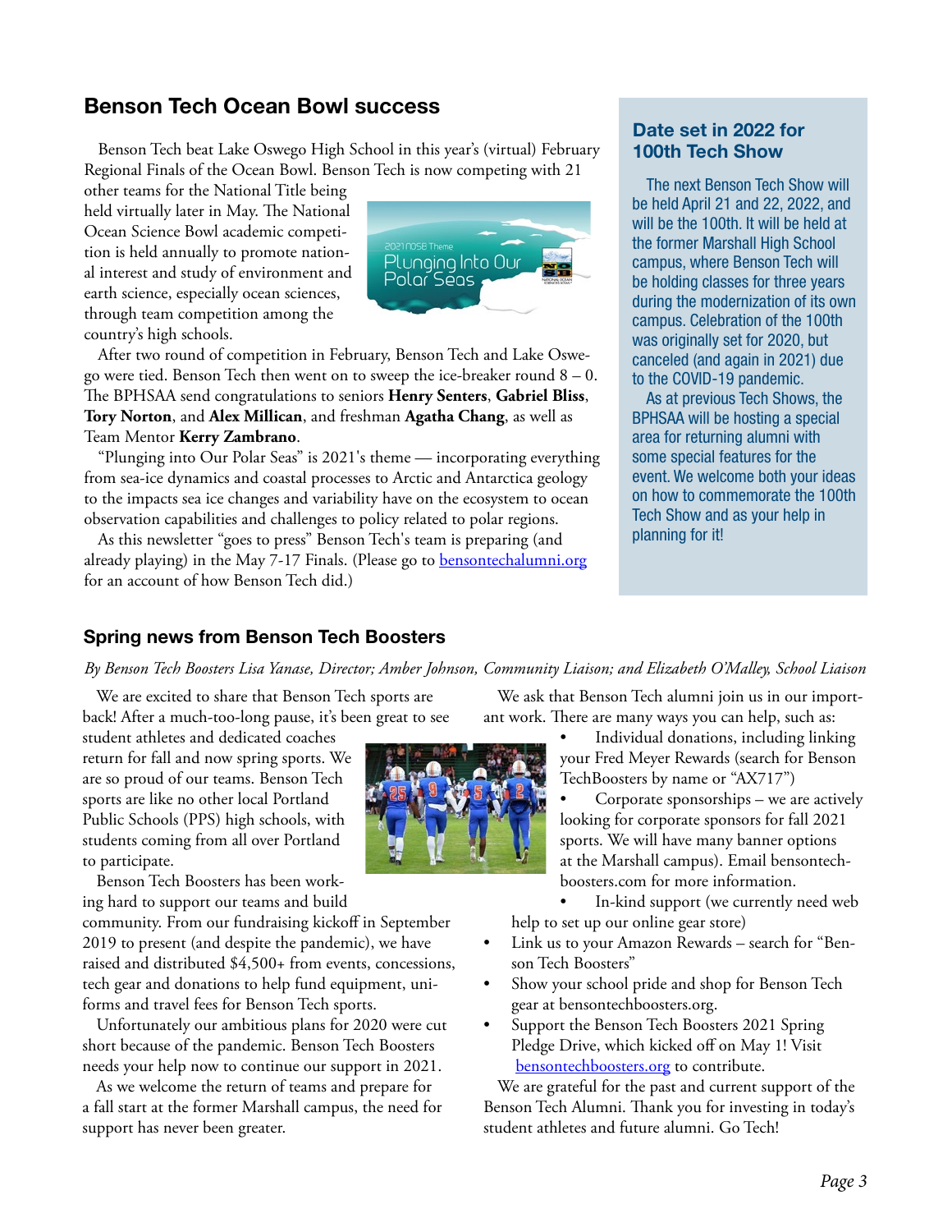## Benson Tech Ocean Bowl success

Benson Tech beat Lake Oswego High School in this year's (virtual) February Regional Finals of the Ocean Bowl. Benson Tech is now competing with 21 other teams for the National Title being held virtually later in May. The National Ocean Science Bowl academic competition is held annually to promote national interest and study of environment and earth science, especially ocean sciences, through team competition among the country's high schools.

After two round of competition in February, Benson Tech and Lake Oswego were tied. Benson Tech then went on to sweep the ice-breaker round 8 – 0. The BPHSAA send congratulations to seniors **Henry Senters**, **Gabriel Bliss**, **Tory Norton**, and **Alex Millican**, and freshman **Agatha Chang**, as well as Team Mentor **Kerry Zambrano**.

"Plunging into Our Polar Seas" is 2021's theme — incorporating everything from sea-ice dynamics and coastal processes to Arctic and Antarctica geology to the impacts sea ice changes and variability have on the ecosystem to ocean observation capabilities and challenges to policy related to polar regions.

As this newsletter "goes to press" Benson Tech's team is preparing (and already playing) in the May 7-17 Finals. (Please go to bensontechalumni.org for an account of how Benson Tech did.)

### Date set in 2022 for 100th Tech Show

The next Benson Tech Show will be held April 21 and 22, 2022, and will be the 100th. It will be held at the former Marshall High School campus, where Benson Tech will be holding classes for three years during the modernization of its own campus. Celebration of the 100th was originally set for 2020, but canceled (and again in 2021) due to the COVID-19 pandemic.

As at previous Tech Shows, the BPHSAA will be hosting a special area for returning alumni with some special features for the event. We welcome both your ideas on how to commemorate the 100th Tech Show and as your help in planning for it!

## Spring news from Benson Tech Boosters

*By Benson Tech Boosters Lisa Yanase, Director; Amber Johnson, Community Liaison; and Elizabeth O'Malley, School Liaison*

We are excited to share that Benson Tech sports are back! After a much-too-long pause, it's been great to see student athletes and dedicated coaches return for fall and now spring sports. We are so proud of our teams. Benson Tech sports are like no other local Portland Public Schools (PPS) high schools, with students coming from all over Portland to participate.

Benson Tech Boosters has been working hard to support our teams and build community. From our fundraising kickoff in September 2019 to present (and despite the pandemic), we have raised and distributed $4,500+ from events, concessions, tech gear and donations to help fund equipment, uniforms and travel fees for Benson Tech sports.

Unfortunately our ambitious plans for 2020 were cut short because of the pandemic. Benson Tech Boosters needs your help now to continue our support in 2021.

As we welcome the return of teams and prepare for a fall start at the former Marshall campus, the need for support has never been greater.

We ask that Benson Tech alumni join us in our important work. There are many ways you can help, such as:

- Individual donations, including linking your Fred Meyer Rewards (search for Benson TechBoosters by name or "AX717")
- Corporate sponsorships – we are actively looking for corporate sponsors for fall 2021 sports. We will have many banner options at the Marshall campus). Email bensontechboosters.com for more information.
- In-kind support (we currently need web help to set up our online gear store)
- Link us to your Amazon Rewards – search for "Benson Tech Boosters"
- Show your school pride and shop for Benson Tech gear at bensontechboosters.org.
- Support the Benson Tech Boosters 2021 Spring Pledge Drive, which kicked off on May 1! Visit bensontechboosters.org to contribute.

We are grateful for the past and current support of the Benson Tech Alumni. Thank you for investing in today's student athletes and future alumni. Go Tech!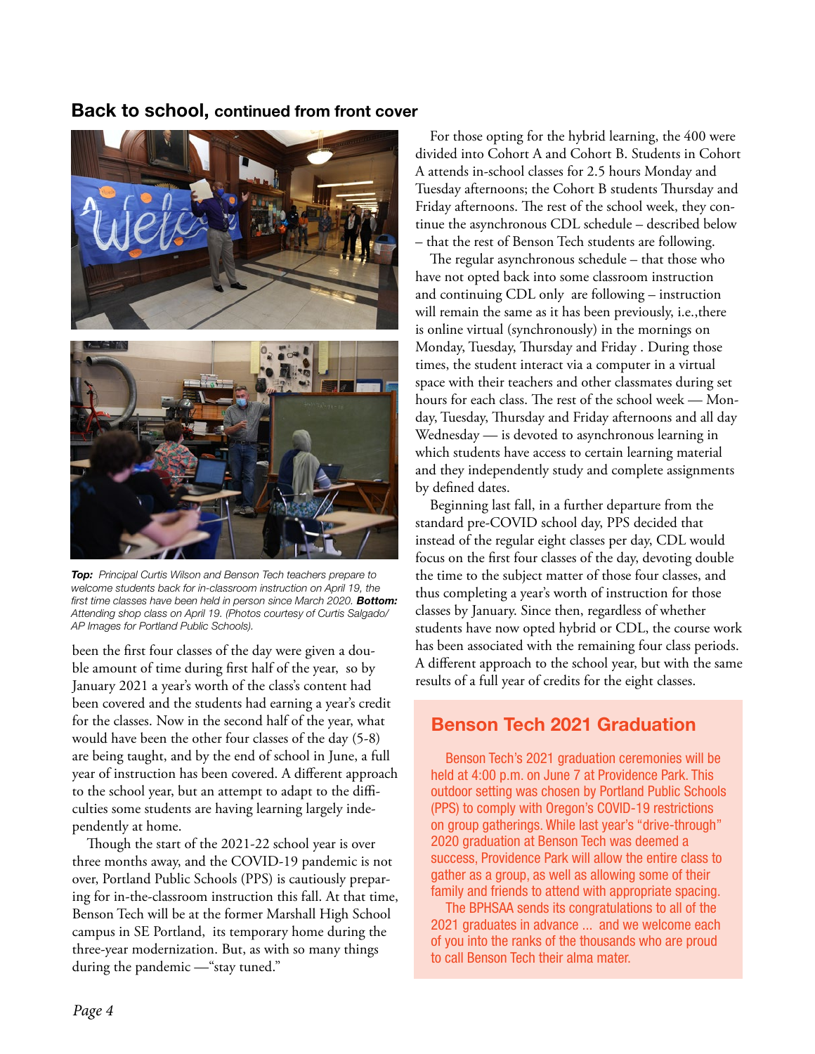## Back to school, continued from front cover

***Top:*** *Principal Curtis Wilson and Benson Tech teachers prepare to welcome students back for in-classroom instruction on April 19, the first time classes have been held in person since March 2020.* ***Bottom:*** *Attending shop class on April 19. (Photos courtesy of Curtis Salgado/ AP Images for Portland Public Schools).*

been the first four classes of the day were given a double amount of time during first half of the year, so by January 2021 a year's worth of the class's content had been covered and the students had earning a year's credit for the classes. Now in the second half of the year, what would have been the other four classes of the day (5-8) are being taught, and by the end of school in June, a full year of instruction has been covered. A different approach to the school year, but an attempt to adapt to the difficulties some students are having learning largely independently at home.

Though the start of the 2021-22 school year is over three months away, and the COVID-19 pandemic is not over, Portland Public Schools (PPS) is cautiously preparing for in-the-classroom instruction this fall. At that time, Benson Tech will be at the former Marshall High School campus in SE Portland, its temporary home during the three-year modernization. But, as with so many things during the pandemic —"stay tuned."

For those opting for the hybrid learning, the 400 were divided into Cohort A and Cohort B. Students in Cohort A attends in-school classes for 2.5 hours Monday and Tuesday afternoons; the Cohort B students Thursday and Friday afternoons. The rest of the school week, they continue the asynchronous CDL schedule – described below – that the rest of Benson Tech students are following.

The regular asynchronous schedule – that those who have not opted back into some classroom instruction and continuing CDL only are following – instruction will remain the same as it has been previously, i.e.,there is online virtual (synchronously) in the mornings on Monday, Tuesday, Thursday and Friday . During those times, the student interact via a computer in a virtual space with their teachers and other classmates during set hours for each class. The rest of the school week — Monday, Tuesday, Thursday and Friday afternoons and all day Wednesday — is devoted to asynchronous learning in which students have access to certain learning material and they independently study and complete assignments by defined dates.

Beginning last fall, in a further departure from the standard pre-COVID school day, PPS decided that instead of the regular eight classes per day, CDL would focus on the first four classes of the day, devoting double the time to the subject matter of those four classes, and thus completing a year's worth of instruction for those classes by January. Since then, regardless of whether students have now opted hybrid or CDL, the course work has been associated with the remaining four class periods. A different approach to the school year, but with the same results of a full year of credits for the eight classes.

## Benson Tech 2021 Graduation

Benson Tech's 2021 graduation ceremonies will be held at 4:00 p.m. on June 7 at Providence Park. This outdoor setting was chosen by Portland Public Schools (PPS) to comply with Oregon's COVID-19 restrictions on group gatherings. While last year's "drive-through" 2020 graduation at Benson Tech was deemed a success, Providence Park will allow the entire class to gather as a group, as well as allowing some of their family and friends to attend with appropriate spacing.

The BPHSAA sends its congratulations to all of the 2021 graduates in advance ... and we welcome each of you into the ranks of the thousands who are proud to call Benson Tech their alma mater.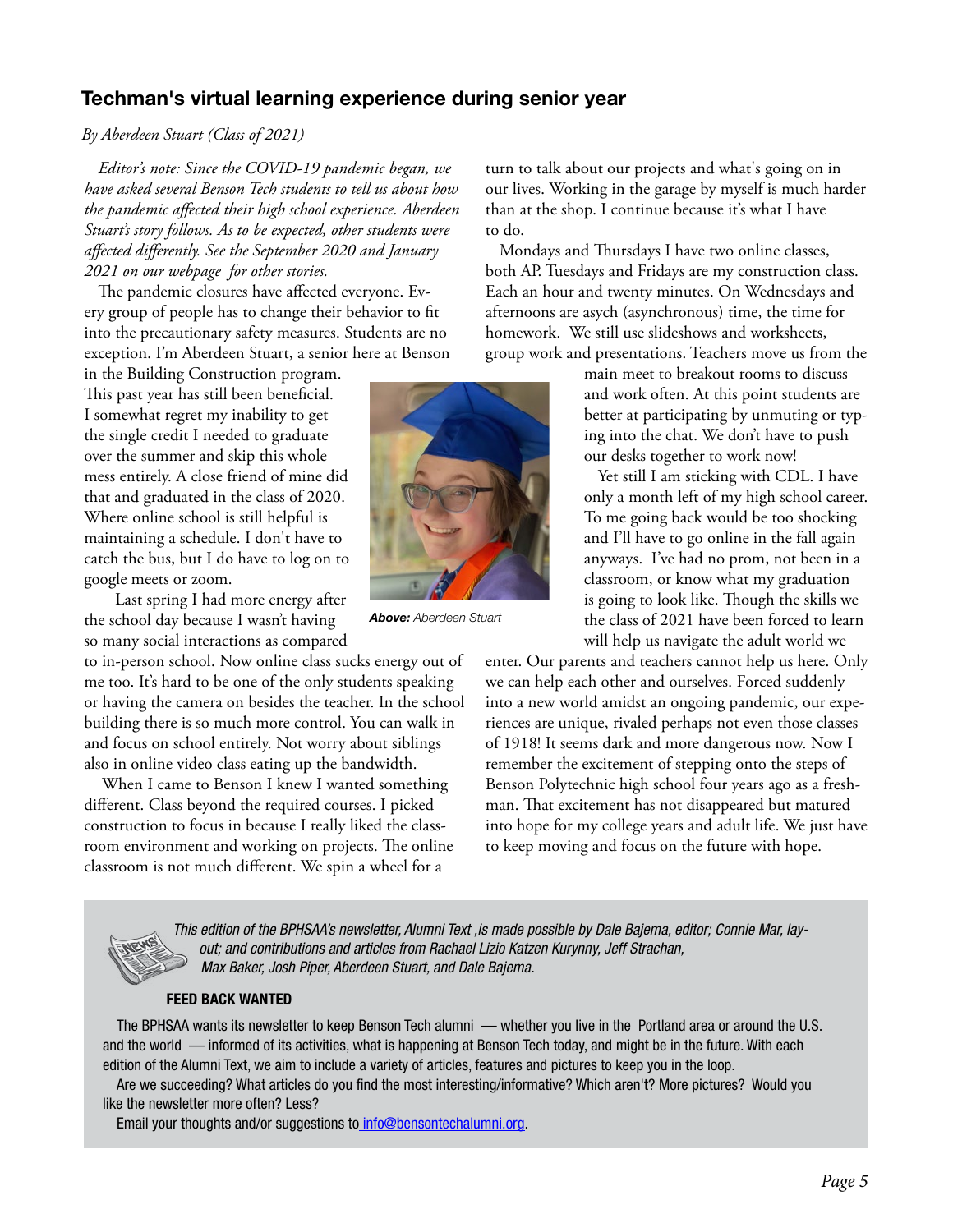## Techman's virtual learning experience during senior year

*By Aberdeen Stuart (Class of 2021)*

*Editor's note: Since the COVID-19 pandemic began, we have asked several Benson Tech students to tell us about how the pandemic affected their high school experience. Aberdeen Stuart's story follows. As to be expected, other students were affected differently. See the September 2020 and January 2021 on our webpage for other stories.*

The pandemic closures have affected everyone. Every group of people has to change their behavior to fit into the precautionary safety measures. Students are no exception. I'm Aberdeen Stuart, a senior here at Benson in the Building Construction program. This past year has still been beneficial. I somewhat regret my inability to get the single credit I needed to graduate over the summer and skip this whole mess entirely. A close friend of mine did that and graduated in the class of 2020. Where online school is still helpful is maintaining a schedule. I don't have to catch the bus, but I do have to log on to google meets or zoom.

Last spring I had more energy after the school day because I wasn't having so many social interactions as compared to in-person school. Now online class sucks energy out of me too. It's hard to be one of the only students speaking or having the camera on besides the teacher. In the school building there is so much more control. You can walk in and focus on school entirely. Not worry about siblings also in online video class eating up the bandwidth.

When I came to Benson I knew I wanted something different. Class beyond the required courses. I picked construction to focus in because I really liked the classroom environment and working on projects. The online classroom is not much different. We spin a wheel for a turn to talk about our projects and what's going on in our lives. Working in the garage by myself is much harder than at the shop. I continue because it's what I have to do.

Mondays and Thursdays I have two online classes, both AP. Tuesdays and Fridays are my construction class. Each an hour and twenty minutes. On Wednesdays and afternoons are asych (asynchronous) time, the time for homework. We still use slideshows and worksheets, group work and presentations. Teachers move us from the main meet to breakout rooms to discuss and work often. At this point students are better at participating by unmuting or typing into the chat. We don't have to push our desks together to work now!

***Above:*** *Aberdeen Stuart*

Yet still I am sticking with CDL. I have only a month left of my high school career. To me going back would be too shocking and I'll have to go online in the fall again anyways. I've had no prom, not been in a classroom, or know what my graduation is going to look like. Though the skills we the class of 2021 have been forced to learn will help us navigate the adult world we enter. Our parents and teachers cannot help us here. Only we can help each other and ourselves. Forced suddenly into a new world amidst an ongoing pandemic, our experiences are unique, rivaled perhaps not even those classes of 1918! It seems dark and more dangerous now. Now I remember the excitement of stepping onto the steps of Benson Polytechnic high school four years ago as a freshman. That excitement has not disappeared but matured into hope for my college years and adult life. We just have to keep moving and focus on the future with hope.

---

*This edition of the BPHSAA's newsletter, Alumni Text ,is made possible by Dale Bajema, editor; Connie Mar, layout; and contributions and articles from Rachael Lizio Katzen Kurynny, Jeff Strachan, Max Baker, Josh Piper, Aberdeen Stuart, and Dale Bajema.*

**FEED BACK WANTED**

The BPHSAA wants its newsletter to keep Benson Tech alumni — whether you live in the Portland area or around the U.S. and the world — informed of its activities, what is happening at Benson Tech today, and might be in the future. With each edition of the Alumni Text, we aim to include a variety of articles, features and pictures to keep you in the loop.

Are we succeeding? What articles do you find the most interesting/informative? Which aren't? More pictures? Would you like the newsletter more often? Less?

Email your thoughts and/or suggestions to info@bensontechalumni.org.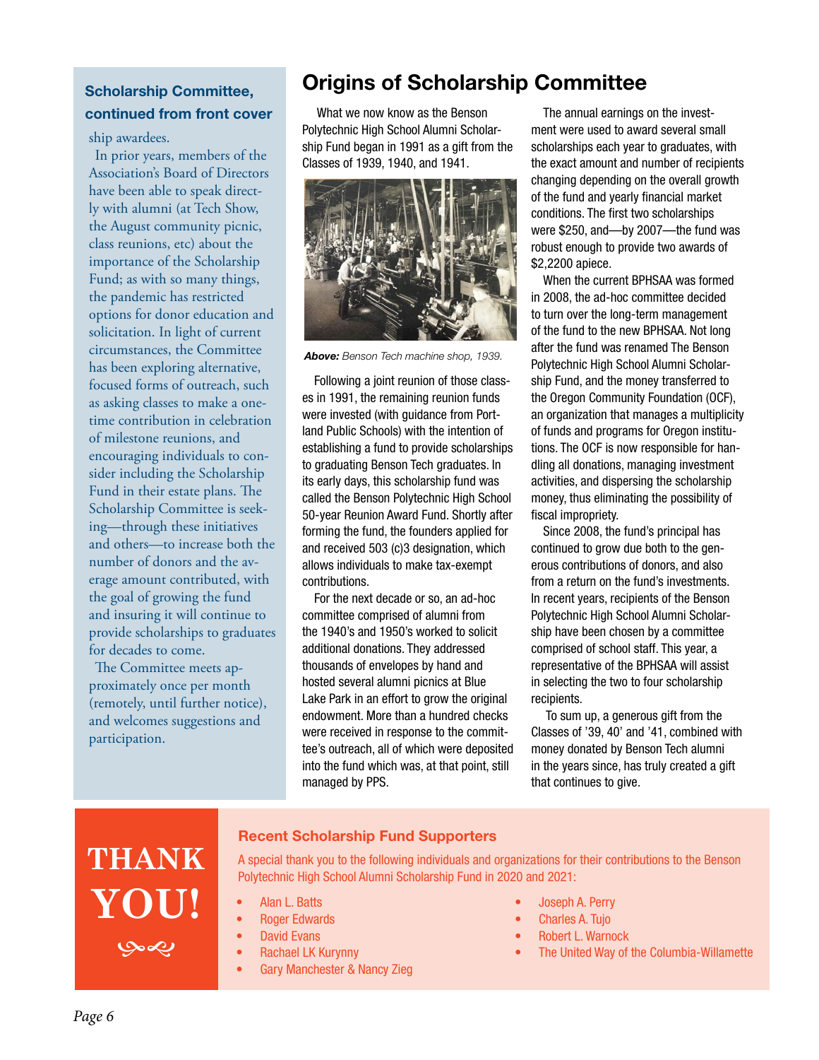### Scholarship Committee, continued from front cover

ship awardees.

In prior years, members of the Association's Board of Directors have been able to speak directly with alumni (at Tech Show, the August community picnic, class reunions, etc) about the importance of the Scholarship Fund; as with so many things, the pandemic has restricted options for donor education and solicitation. In light of current circumstances, the Committee has been exploring alternative, focused forms of outreach, such as asking classes to make a one-time contribution in celebration of milestone reunions, and encouraging individuals to consider including the Scholarship Fund in their estate plans. The Scholarship Committee is seeking—through these initiatives and others—to increase both the number of donors and the average amount contributed, with the goal of growing the fund and insuring it will continue to provide scholarships to graduates for decades to come.

The Committee meets approximately once per month (remotely, until further notice), and welcomes suggestions and participation.

## Origins of Scholarship Committee

What we now know as the Benson Polytechnic High School Alumni Scholarship Fund began in 1991 as a gift from the Classes of 1939, 1940, and 1941.

***Above:*** *Benson Tech machine shop, 1939.*

Following a joint reunion of those classes in 1991, the remaining reunion funds were invested (with guidance from Portland Public Schools) with the intention of establishing a fund to provide scholarships to graduating Benson Tech graduates. In its early days, this scholarship fund was called the Benson Polytechnic High School 50-year Reunion Award Fund. Shortly after forming the fund, the founders applied for and received 503 (c)3 designation, which allows individuals to make tax-exempt contributions.

For the next decade or so, an ad-hoc committee comprised of alumni from the 1940's and 1950's worked to solicit additional donations. They addressed thousands of envelopes by hand and hosted several alumni picnics at Blue Lake Park in an effort to grow the original endowment. More than a hundred checks were received in response to the committee's outreach, all of which were deposited into the fund which was, at that point, still managed by PPS.

The annual earnings on the investment were used to award several small scholarships each year to graduates, with the exact amount and number of recipients changing depending on the overall growth of the fund and yearly financial market conditions. The first two scholarships were $250, and—by 2007—the fund was robust enough to provide two awards of $2,2200 apiece.

When the current BPHSAA was formed in 2008, the ad-hoc committee decided to turn over the long-term management of the fund to the new BPHSAA. Not long after the fund was renamed The Benson Polytechnic High School Alumni Scholarship Fund, and the money transferred to the Oregon Community Foundation (OCF), an organization that manages a multiplicity of funds and programs for Oregon institutions. The OCF is now responsible for handling all donations, managing investment activities, and dispersing the scholarship money, thus eliminating the possibility of fiscal impropriety.

Since 2008, the fund's principal has continued to grow due both to the generous contributions of donors, and also from a return on the fund's investments. In recent years, recipients of the Benson Polytechnic High School Alumni Scholarship have been chosen by a committee comprised of school staff. This year, a representative of the BPHSAA will assist in selecting the two to four scholarship recipients.

To sum up, a generous gift from the Classes of '39, 40' and '41, combined with money donated by Benson Tech alumni in the years since, has truly created a gift that continues to give.

# THANK YOU!

### Recent Scholarship Fund Supporters

A special thank you to the following individuals and organizations for their contributions to the Benson Polytechnic High School Alumni Scholarship Fund in 2020 and 2021:

- Alan L. Batts
- Roger Edwards
- David Evans
- Rachael LK Kurynny
- Gary Manchester & Nancy Zieg
- Joseph A. Perry
- Charles A. Tujo
- Robert L. Warnock
- The United Way of the Columbia-Willamette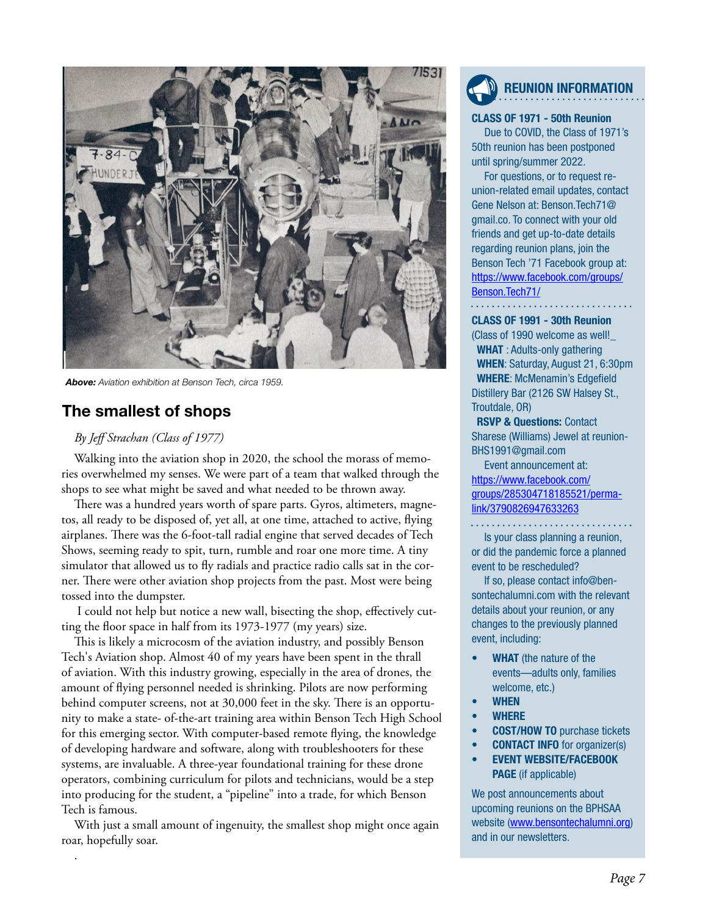*Above: Aviation exhibition at Benson Tech, circa 1959.*

## The smallest of shops

*By Jeff Strachan (Class of 1977)*

Walking into the aviation shop in 2020, the school the morass of memories overwhelmed my senses. We were part of a team that walked through the shops to see what might be saved and what needed to be thrown away.

There was a hundred years worth of spare parts. Gyros, altimeters, magnetos, all ready to be disposed of, yet all, at one time, attached to active, flying airplanes. There was the 6-foot-tall radial engine that served decades of Tech Shows, seeming ready to spit, turn, rumble and roar one more time. A tiny simulator that allowed us to fly radials and practice radio calls sat in the corner. There were other aviation shop projects from the past. Most were being tossed into the dumpster.

I could not help but notice a new wall, bisecting the shop, effectively cutting the floor space in half from its 1973-1977 (my years) size.

This is likely a microcosm of the aviation industry, and possibly Benson Tech's Aviation shop. Almost 40 of my years have been spent in the thrall of aviation. With this industry growing, especially in the area of drones, the amount of flying personnel needed is shrinking. Pilots are now performing behind computer screens, not at 30,000 feet in the sky. There is an opportunity to make a state- of-the-art training area within Benson Tech High School for this emerging sector. With computer-based remote flying, the knowledge of developing hardware and software, along with troubleshooters for these systems, are invaluable. A three-year foundational training for these drone operators, combining curriculum for pilots and technicians, would be a step into producing for the student, a "pipeline" into a trade, for which Benson Tech is famous.

With just a small amount of ingenuity, the smallest shop might once again roar, hopefully soar.

## REUNION INFORMATION

**CLASS OF 1971 - 50th Reunion**

Due to COVID, the Class of 1971's 50th reunion has been postponed until spring/summer 2022.

For questions, or to request reunion-related email updates, contact Gene Nelson at: Benson.Tech71@gmail.co. To connect with your old friends and get up-to-date details regarding reunion plans, join the Benson Tech '71 Facebook group at: https://www.facebook.com/groups/Benson.Tech71/

**CLASS OF 1991 - 30th Reunion**

(Class of 1990 welcome as well!_

**WHAT** : Adults-only gathering

**WHEN**: Saturday, August 21, 6:30pm

**WHERE**: McMenamin's Edgefield Distillery Bar (2126 SW Halsey St., Troutdale, OR)

**RSVP & Questions:** Contact Sharese (Williams) Jewel at reunion-BHS1991@gmail.com

Event announcement at: https://www.facebook.com/groups/285304718185521/permalink/3790826947633263

Is your class planning a reunion, or did the pandemic force a planned event to be rescheduled?

If so, please contact info@bensontechalumni.com with the relevant details about your reunion, or any changes to the previously planned event, including:

- **WHAT** (the nature of the events—adults only, families welcome, etc.)
- **WHEN**
- **WHERE**
- **COST/HOW TO** purchase tickets
- **CONTACT INFO** for organizer(s)
- **EVENT WEBSITE/FACEBOOK PAGE** (if applicable)

We post announcements about upcoming reunions on the BPHSAA website (www.bensontechalumni.org) and in our newsletters.